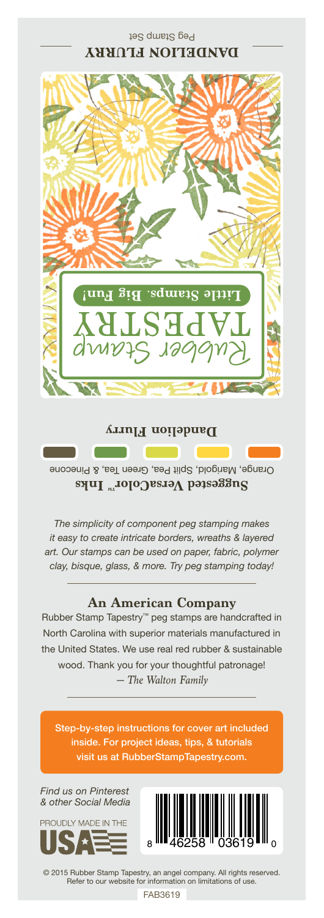# DANDELION FLURRY

Peg Stamp Set

Rubber Stamp TAPESTRY

**Little Stamps. Big Fun!**

**Dandelion Flurry**

**Suggested VersaColor™ Inks**

Orange, Marigold, Split Pea, Green Tea, & Pinecone

*The simplicity of component peg stamping makes it easy to create intricate borders, wreaths & layered art. Our stamps can be used on paper, fabric, polymer clay, bisque, glass, & more. Try peg stamping today!*

## An American Company

Rubber Stamp Tapestry™ peg stamps are handcrafted in North Carolina with superior materials manufactured in the United States. We use real red rubber & sustainable wood. Thank you for your thoughtful patronage!

*— The Walton Family*

Step-by-step instructions for cover art included inside. For project ideas, tips, & tutorials visit us at RubberStampTapestry.com.

*Find us on Pinterest & other Social Media*

PROUDLY MADE IN THE USA

8 46258 03619 0

© 2015 Rubber Stamp Tapestry, an angel company. All rights reserved. Refer to our website for information on limitations of use.

FAB3619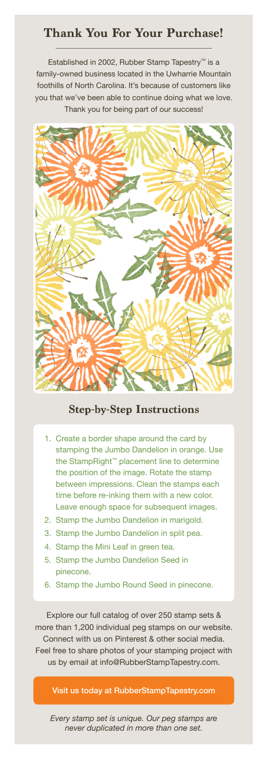## Thank You For Your Purchase!

Established in 2002, Rubber Stamp Tapestry™ is a family-owned business located in the Uwharrie Mountain foothills of North Carolina. It's because of customers like you that we've been able to continue doing what we love. Thank you for being part of our success!

## Step-by-Step Instructions

1. Create a border shape around the card by stamping the Jumbo Dandelion in orange. Use the StampRight™ placement line to determine the position of the image. Rotate the stamp between impressions. Clean the stamps each time before re-inking them with a new color. Leave enough space for subsequent images.
2. Stamp the Jumbo Dandelion in marigold.
3. Stamp the Jumbo Dandelion in split pea.
4. Stamp the Mini Leaf in green tea.
5. Stamp the Jumbo Dandelion Seed in pinecone.
6. Stamp the Jumbo Round Seed in pinecone.

Explore our full catalog of over 250 stamp sets & more than 1,200 individual peg stamps on our website. Connect with us on Pinterest & other social media. Feel free to share photos of your stamping project with us by email at info@RubberStampTapestry.com.

**Visit us today at RubberStampTapestry.com**

*Every stamp set is unique. Our peg stamps are never duplicated in more than one set.*